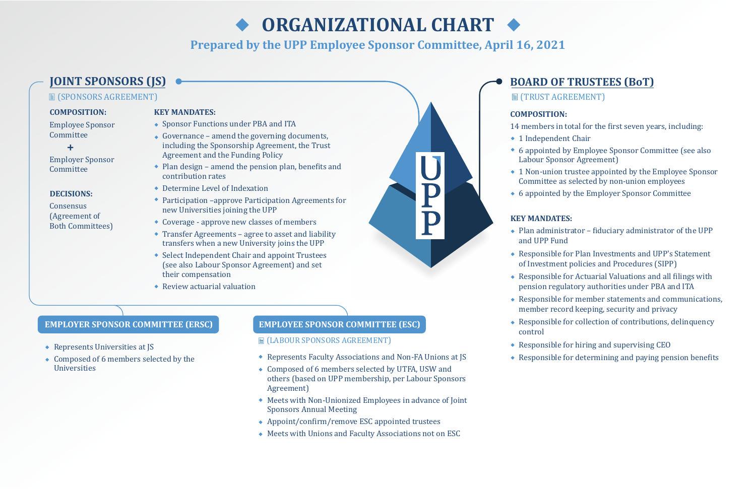# ORGANIZATIONAL CHART

### Prepared by the UPP Employee Sponsor Committee, April 16, 2021

## JOINT SPONSORS (JS)

(SPONSORS AGREEMENT)

**COMPOSITION:**

Employee Sponsor Committee

\+

Employer Sponsor Committee

**DECISIONS:**

Consensus (Agreement of Both Committees)

**KEY MANDATES:**

- Sponsor Functions under PBA and ITA
- Governance – amend the governing documents, including the Sponsorship Agreement, the Trust Agreement and the Funding Policy
- Plan design – amend the pension plan, benefits and contribution rates
- Determine Level of Indexation
- Participation –approve Participation Agreements for new Universities joining the UPP
- Coverage - approve new classes of members
- Transfer Agreements – agree to asset and liability transfers when a new University joins the UPP
- Select Independent Chair and appoint Trustees (see also Labour Sponsor Agreement) and set their compensation
- Review actuarial valuation

UPP

## BOARD OF TRUSTEES (BoT)

(TRUST AGREEMENT)

**COMPOSITION:**

14 members in total for the first seven years, including:

- 1 Independent Chair
- 6 appointed by Employee Sponsor Committee (see also Labour Sponsor Agreement)
- 1 Non-union trustee appointed by the Employee Sponsor Committee as selected by non-union employees
- 6 appointed by the Employer Sponsor Committee

**KEY MANDATES:**

- Plan administrator – fiduciary administrator of the UPP and UPP Fund
- Responsible for Plan Investments and UPP's Statement of Investment policies and Procedures (SIPP)
- Responsible for Actuarial Valuations and all filings with pension regulatory authorities under PBA and ITA
- Responsible for member statements and communications, member record keeping, security and privacy
- Responsible for collection of contributions, delinquency control
- Responsible for hiring and supervising CEO
- Responsible for determining and paying pension benefits

## EMPLOYER SPONSOR COMMITTEE (ERSC)

- Represents Universities at JS
- Composed of 6 members selected by the Universities

## EMPLOYEE SPONSOR COMMITTEE (ESC)

(LABOUR SPONSORS AGREEMENT)

- Represents Faculty Associations and Non-FA Unions at JS
- Composed of 6 members selected by UTFA, USW and others (based on UPP membership, per Labour Sponsors Agreement)
- Meets with Non-Unionized Employees in advance of Joint Sponsors Annual Meeting
- Appoint/confirm/remove ESC appointed trustees
- Meets with Unions and Faculty Associations not on ESC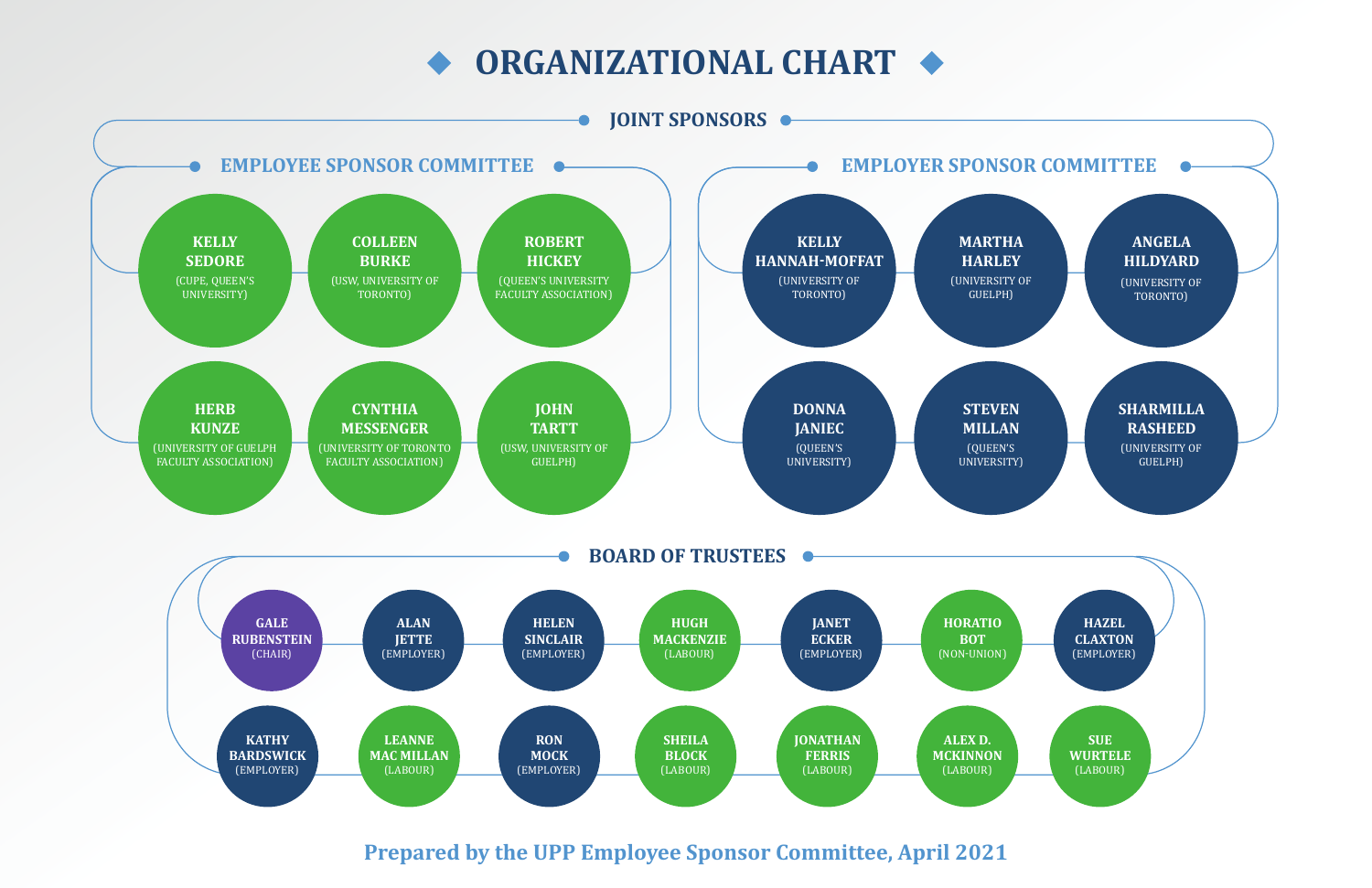# ORGANIZATIONAL CHART

## JOINT SPONSORS

### EMPLOYEE SPONSOR COMMITTEE

- **KELLY SEDORE** (CUPE, QUEEN'S UNIVERSITY)
- **COLLEEN BURKE** (USW, UNIVERSITY OF TORONTO)
- **ROBERT HICKEY** (QUEEN'S UNIVERSITY FACULTY ASSOCIATION)
- **HERB KUNZE** (UNIVERSITY OF GUELPH FACULTY ASSOCIATION)
- **CYNTHIA MESSENGER** (UNIVERSITY OF TORONTO FACULTY ASSOCIATION)
- **JOHN TARTT** (USW, UNIVERSITY OF GUELPH)

### EMPLOYER SPONSOR COMMITTEE

- **KELLY HANNAH-MOFFAT** (UNIVERSITY OF TORONTO)
- **MARTHA HARLEY** (UNIVERSITY OF GUELPH)
- **ANGELA HILDYARD** (UNIVERSITY OF TORONTO)
- **DONNA JANIEC** (QUEEN'S UNIVERSITY)
- **STEVEN MILLAN** (QUEEN'S UNIVERSITY)
- **SHARMILLA RASHEED** (UNIVERSITY OF GUELPH)

## BOARD OF TRUSTEES

- **GALE RUBENSTEIN** (CHAIR)
- **ALAN JETTE** (EMPLOYER)
- **HELEN SINCLAIR** (EMPLOYER)
- **HUGH MACKENZIE** (LABOUR)
- **JANET ECKER** (EMPLOYER)
- **HORATIO BOT** (NON-UNION)
- **HAZEL CLAXTON** (EMPLOYER)
- **KATHY BARDSWICK** (EMPLOYER)
- **LEANNE MAC MILLAN** (LABOUR)
- **RON MOCK** (EMPLOYER)
- **SHEILA BLOCK** (LABOUR)
- **JONATHAN FERRIS** (LABOUR)
- **ALEX D. MCKINNON** (LABOUR)
- **SUE WURTELE** (LABOUR)

Prepared by the UPP Employee Sponsor Committee, April 2021